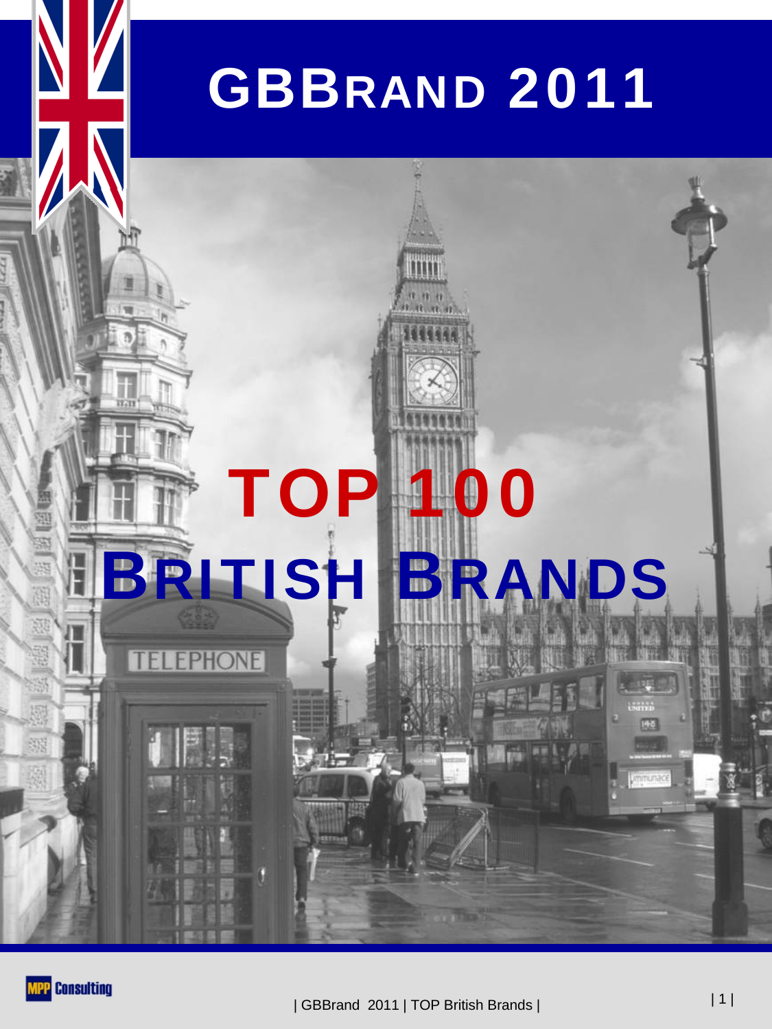# GBBRAND 2011

# TOP 100 BRITISH BRANDS

MPP Consulting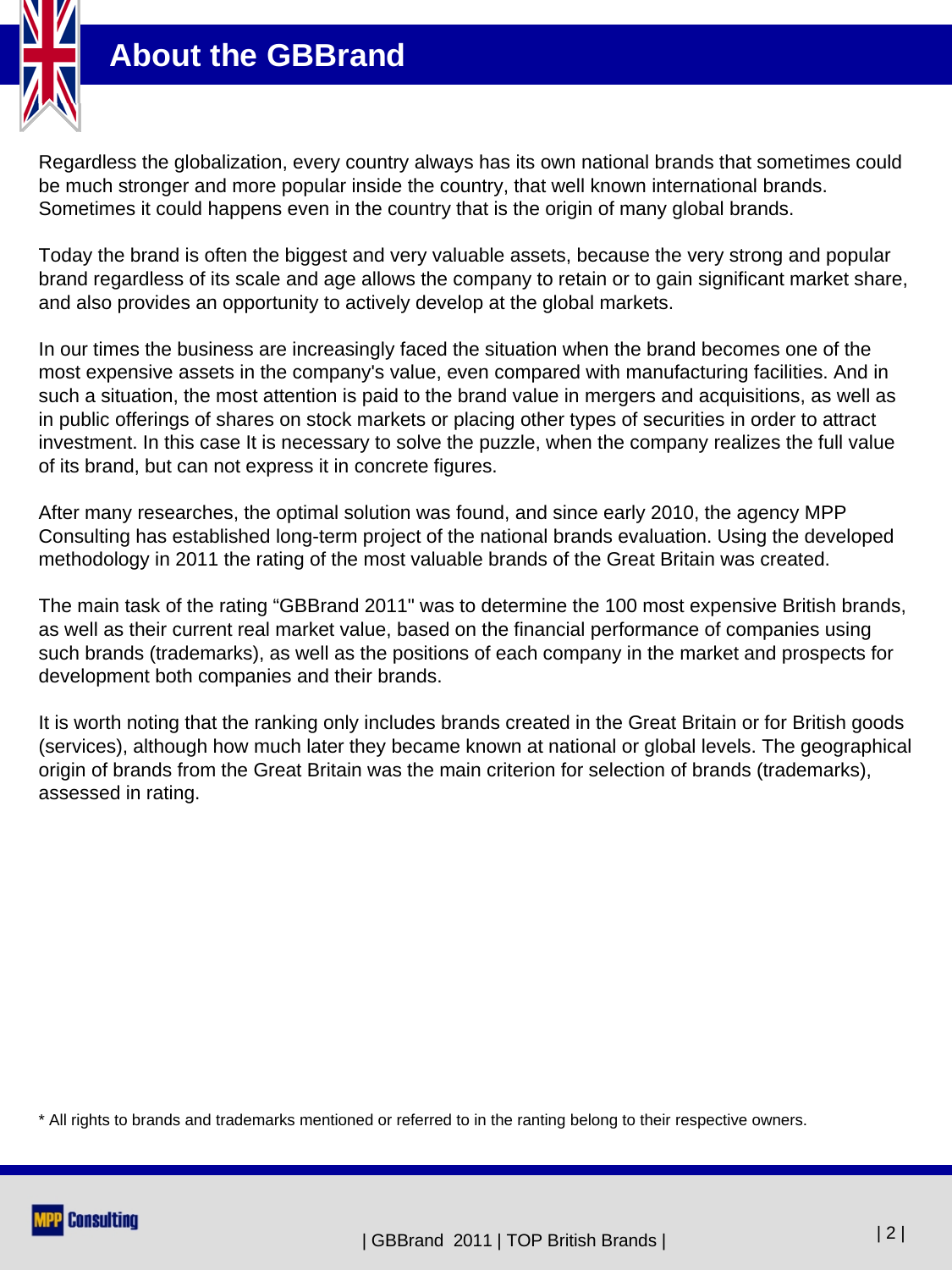# About the GBBrand

Regardless the globalization, every country always has its own national brands that sometimes could be much stronger and more popular inside the country, that well known international brands. Sometimes it could happens even in the country that is the origin of many global brands.

Today the brand is often the biggest and very valuable assets, because the very strong and popular brand regardless of its scale and age allows the company to retain or to gain significant market share, and also provides an opportunity to actively develop at the global markets.

In our times the business are increasingly faced the situation when the brand becomes one of the most expensive assets in the company's value, even compared with manufacturing facilities. And in such a situation, the most attention is paid to the brand value in mergers and acquisitions, as well as in public offerings of shares on stock markets or placing other types of securities in order to attract investment. In this case It is necessary to solve the puzzle, when the company realizes the full value of its brand, but can not express it in concrete figures.

After many researches, the optimal solution was found, and since early 2010, the agency MPP Consulting has established long-term project of the national brands evaluation. Using the developed methodology in 2011 the rating of the most valuable brands of the Great Britain was created.

The main task of the rating “GBBrand 2011" was to determine the 100 most expensive British brands, as well as their current real market value, based on the financial performance of companies using such brands (trademarks), as well as the positions of each company in the market and prospects for development both companies and their brands.

It is worth noting that the ranking only includes brands created in the Great Britain or for British goods (services), although how much later they became known at national or global levels. The geographical origin of brands from the Great Britain was the main criterion for selection of brands (trademarks), assessed in rating.

* All rights to brands and trademarks mentioned or referred to in the ranting belong to their respective owners.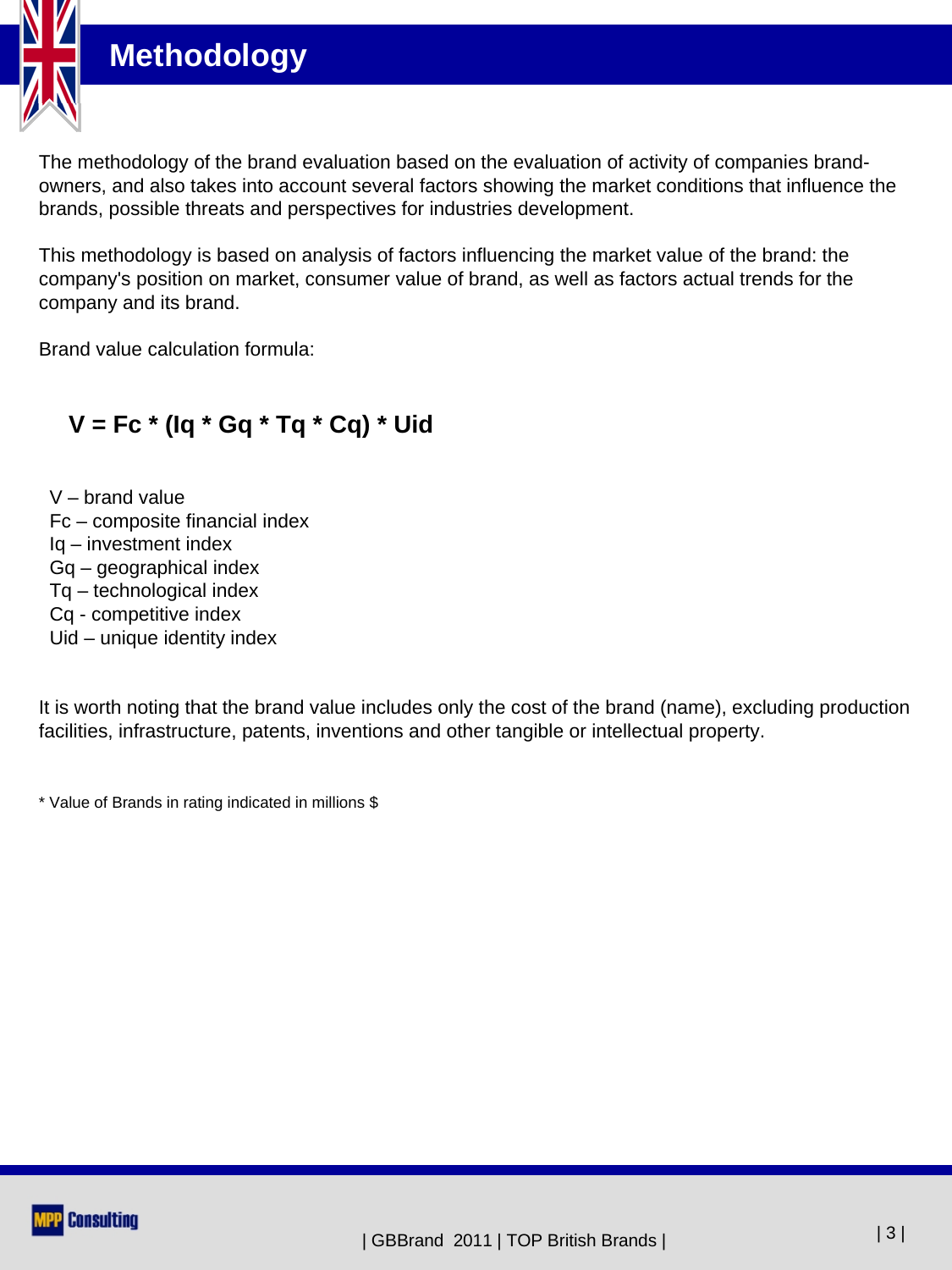# Methodology

The methodology of the brand evaluation based on the evaluation of activity of companies brand-owners, and also takes into account several factors showing the market conditions that influence the brands, possible threats and perspectives for industries development.

This methodology is based on analysis of factors influencing the market value of the brand: the company's position on market, consumer value of brand, as well as factors actual trends for the company and its brand.

Brand value calculation formula:

$$V = Fc * (Iq * Gq * Tq * Cq) * Uid$$

- V – brand value
- Fc – composite financial index
- Iq – investment index
- Gq – geographical index
- Tq – technological index
- Cq - competitive index
- Uid – unique identity index

It is worth noting that the brand value includes only the cost of the brand (name), excluding production facilities, infrastructure, patents, inventions and other tangible or intellectual property.

* Value of Brands in rating indicated in millions $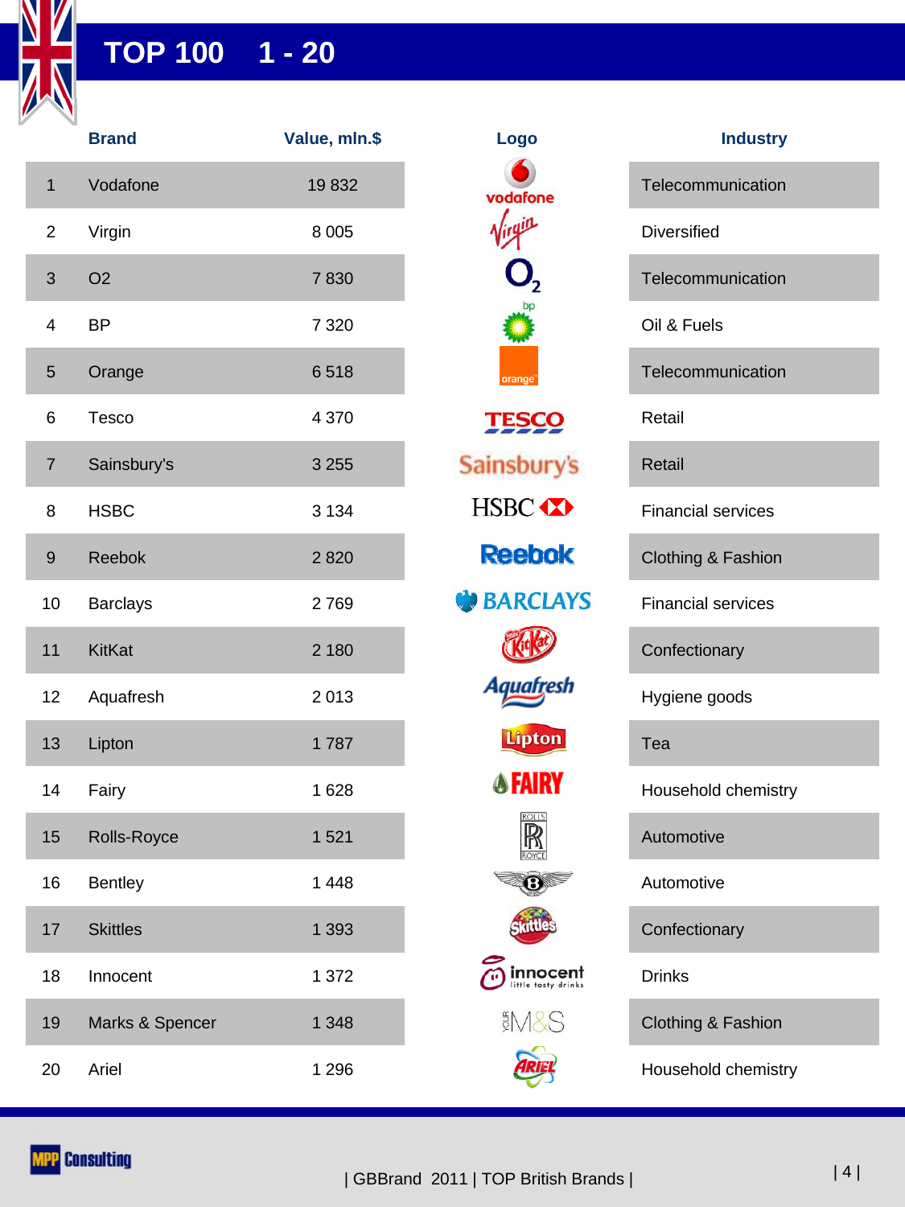# TOP 100 1 - 20

| | Brand | Value, mln.$ | Logo | Industry |
|---|---|---|---|---|
| 1 | Vodafone | 19 832 | | Telecommunication |
| 2 | Virgin | 8 005 | | Diversified |
| 3 | O2 | 7 830 | | Telecommunication |
| 4 | BP | 7 320 | | Oil & Fuels |
| 5 | Orange | 6 518 | | Telecommunication |
| 6 | Tesco | 4 370 | | Retail |
| 7 | Sainsbury's | 3 255 | | Retail |
| 8 | HSBC | 3 134 | | Financial services |
| 9 | Reebok | 2 820 | | Clothing & Fashion |
| 10 | Barclays | 2 769 | | Financial services |
| 11 | KitKat | 2 180 | | Confectionary |
| 12 | Aquafresh | 2 013 | | Hygiene goods |
| 13 | Lipton | 1 787 | | Tea |
| 14 | Fairy | 1 628 | | Household chemistry |
| 15 | Rolls-Royce | 1 521 | | Automotive |
| 16 | Bentley | 1 448 | | Automotive |
| 17 | Skittles | 1 393 | | Confectionary |
| 18 | Innocent | 1 372 | | Drinks |
| 19 | Marks & Spencer | 1 348 | | Clothing & Fashion |
| 20 | Ariel | 1 296 | | Household chemistry |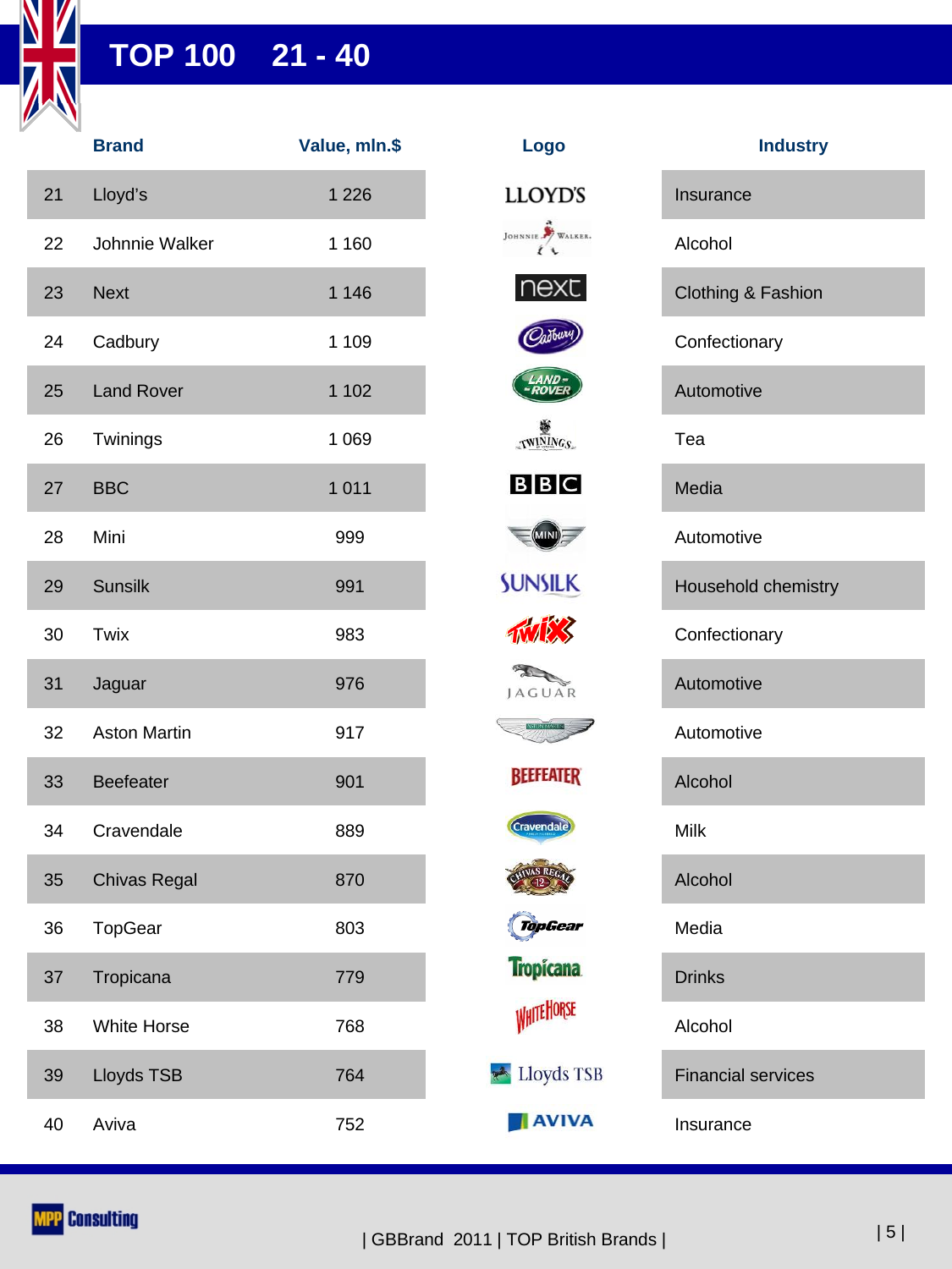# TOP 100 21 - 40

| | Brand | Value, mln.$ | Logo | Industry |
|---|---|---|---|---|
| 21 | Lloyd's | 1 226 | LLOYD'S | Insurance |
| 22 | Johnnie Walker | 1 160 | Johnnie Walker | Alcohol |
| 23 | Next | 1 146 | next | Clothing & Fashion |
| 24 | Cadbury | 1 109 | Cadbury | Confectionary |
| 25 | Land Rover | 1 102 | Land Rover | Automotive |
| 26 | Twinings | 1 069 | Twinings | Tea |
| 27 | BBC | 1 011 | BBC | Media |
| 28 | Mini | 999 | MINI | Automotive |
| 29 | Sunsilk | 991 | SUNSILK | Household chemistry |
| 30 | Twix | 983 | Twix | Confectionary |
| 31 | Jaguar | 976 | JAGUAR | Automotive |
| 32 | Aston Martin | 917 | Aston Martin | Automotive |
| 33 | Beefeater | 901 | BEEFEATER | Alcohol |
| 34 | Cravendale | 889 | Cravendale | Milk |
| 35 | Chivas Regal | 870 | Chivas Regal 12 | Alcohol |
| 36 | TopGear | 803 | TopGear | Media |
| 37 | Tropicana | 779 | Tropicana | Drinks |
| 38 | White Horse | 768 | White Horse | Alcohol |
| 39 | Lloyds TSB | 764 | Lloyds TSB | Financial services |
| 40 | Aviva | 752 | AVIVA | Insurance |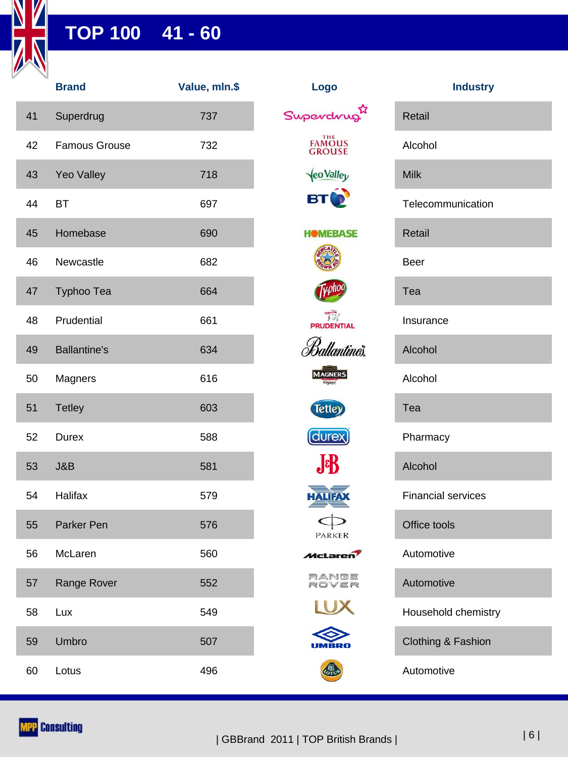# TOP 100 41 - 60

| | Brand | Value, mln.$ | Logo | Industry |
|---|---|---|---|---|
| 41 | Superdrug | 737 | | Retail |
| 42 | Famous Grouse | 732 | | Alcohol |
| 43 | Yeo Valley | 718 | | Milk |
| 44 | BT | 697 | | Telecommunication |
| 45 | Homebase | 690 | | Retail |
| 46 | Newcastle | 682 | | Beer |
| 47 | Typhoo Tea | 664 | | Tea |
| 48 | Prudential | 661 | | Insurance |
| 49 | Ballantine's | 634 | | Alcohol |
| 50 | Magners | 616 | | Alcohol |
| 51 | Tetley | 603 | | Tea |
| 52 | Durex | 588 | | Pharmacy |
| 53 | J&B | 581 | | Alcohol |
| 54 | Halifax | 579 | | Financial services |
| 55 | Parker Pen | 576 | | Office tools |
| 56 | McLaren | 560 | | Automotive |
| 57 | Range Rover | 552 | | Automotive |
| 58 | Lux | 549 | | Household chemistry |
| 59 | Umbro | 507 | | Clothing & Fashion |
| 60 | Lotus | 496 | | Automotive |

MPP Consulting

| GBBrand 2011 | TOP British Brands |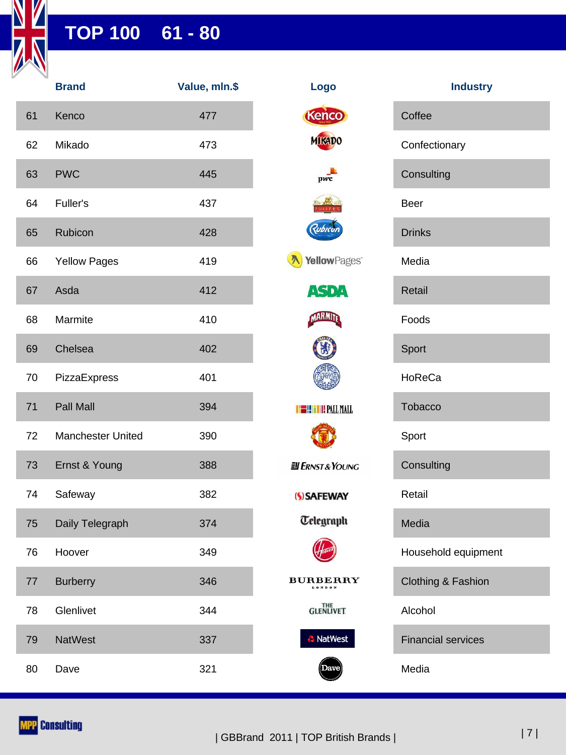# TOP 100 61 - 80

| | Brand | Value, mln.$ | Logo | Industry |
|---|---|---|---|---|
| 61 | Kenco | 477 | | Coffee |
| 62 | Mikado | 473 | | Confectionary |
| 63 | PWC | 445 | | Consulting |
| 64 | Fuller's | 437 | | Beer |
| 65 | Rubicon | 428 | | Drinks |
| 66 | Yellow Pages | 419 | | Media |
| 67 | Asda | 412 | | Retail |
| 68 | Marmite | 410 | | Foods |
| 69 | Chelsea | 402 | | Sport |
| 70 | PizzaExpress | 401 | | HoReCa |
| 71 | Pall Mall | 394 | | Tobacco |
| 72 | Manchester United | 390 | | Sport |
| 73 | Ernst & Young | 388 | | Consulting |
| 74 | Safeway | 382 | | Retail |
| 75 | Daily Telegraph | 374 | | Media |
| 76 | Hoover | 349 | | Household equipment |
| 77 | Burberry | 346 | | Clothing & Fashion |
| 78 | Glenlivet | 344 | | Alcohol |
| 79 | NatWest | 337 | | Financial services |
| 80 | Dave | 321 | | Media |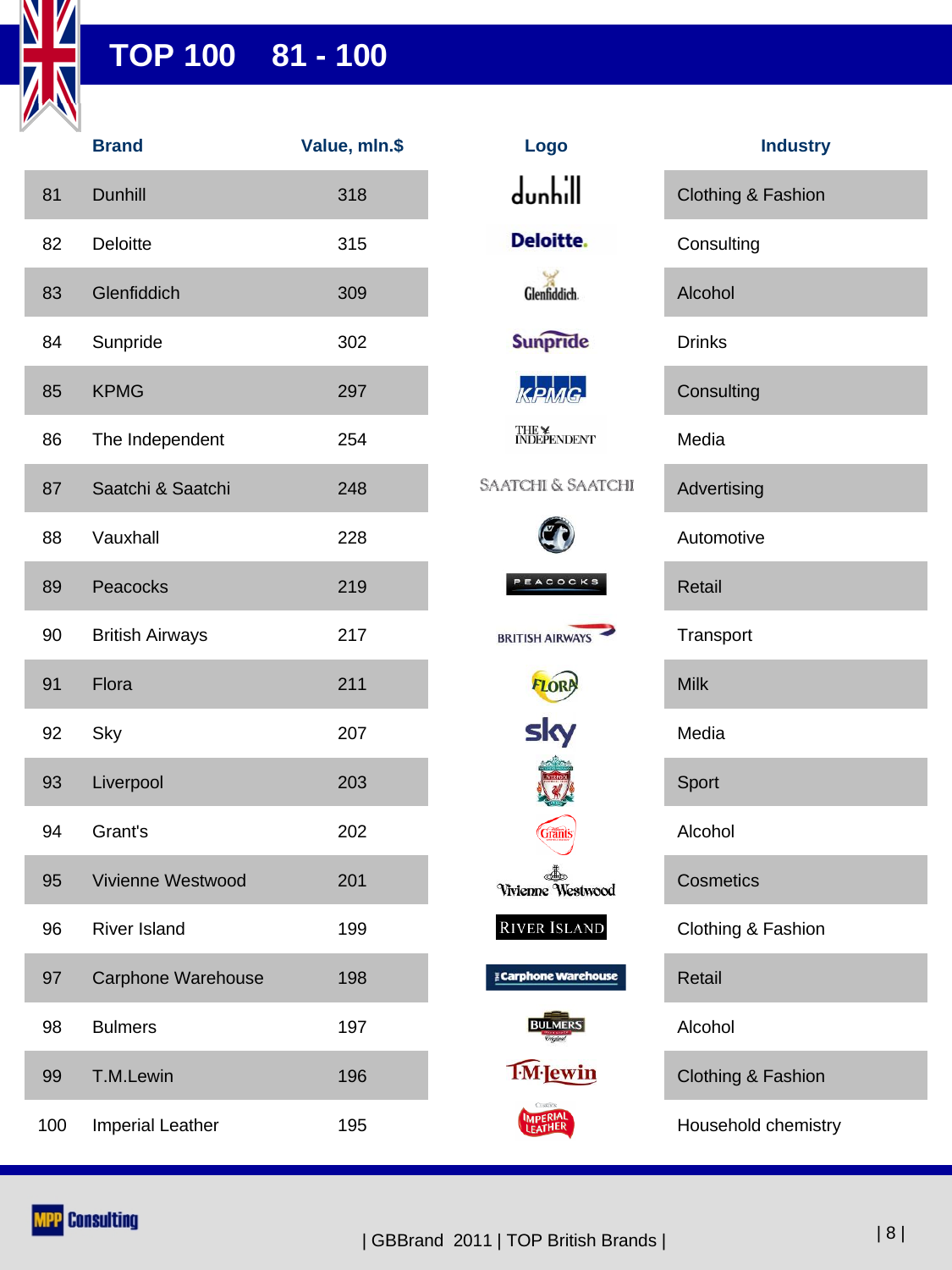# TOP 100 81 - 100

| | Brand | Value, mln.$ | Logo | Industry |
|---|---|---|---|---|
| 81 | Dunhill | 318 | dunhill | Clothing & Fashion |
| 82 | Deloitte | 315 | Deloitte. | Consulting |
| 83 | Glenfiddich | 309 | Glenfiddich | Alcohol |
| 84 | Sunpride | 302 | Sunpride | Drinks |
| 85 | KPMG | 297 | KPMG | Consulting |
| 86 | The Independent | 254 | THE INDEPENDENT | Media |
| 87 | Saatchi & Saatchi | 248 | SAATCHI & SAATCHI | Advertising |
| 88 | Vauxhall | 228 | | Automotive |
| 89 | Peacocks | 219 | PEACOCKS | Retail |
| 90 | British Airways | 217 | BRITISH AIRWAYS | Transport |
| 91 | Flora | 211 | FLORA | Milk |
| 92 | Sky | 207 | sky | Media |
| 93 | Liverpool | 203 | | Sport |
| 94 | Grant's | 202 | Grant's | Alcohol |
| 95 | Vivienne Westwood | 201 | Vivienne Westwood | Cosmetics |
| 96 | River Island | 199 | RIVER ISLAND | Clothing & Fashion |
| 97 | Carphone Warehouse | 198 | Carphone warehouse | Retail |
| 98 | Bulmers | 197 | BULMERS | Alcohol |
| 99 | T.M.Lewin | 196 | T.M.Lewin | Clothing & Fashion |
| 100 | Imperial Leather | 195 | IMPERIAL LEATHER | Household chemistry |

MPP Consulting

| GBBrand 2011 | TOP British Brands |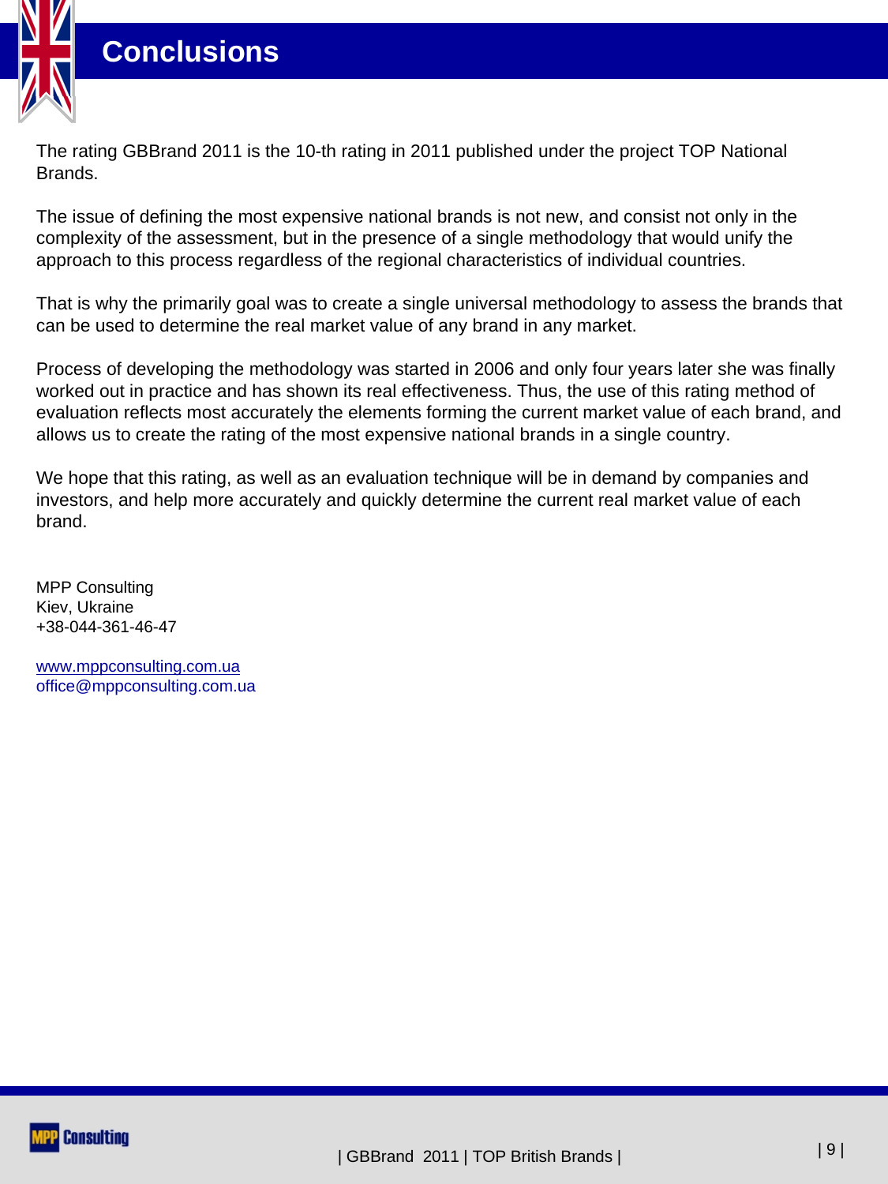# Conclusions

The rating GBBrand 2011 is the 10-th rating in 2011 published under the project TOP National Brands.

The issue of defining the most expensive national brands is not new, and consist not only in the complexity of the assessment, but in the presence of a single methodology that would unify the approach to this process regardless of the regional characteristics of individual countries.

That is why the primarily goal was to create a single universal methodology to assess the brands that can be used to determine the real market value of any brand in any market.

Process of developing the methodology was started in 2006 and only four years later she was finally worked out in practice and has shown its real effectiveness. Thus, the use of this rating method of evaluation reflects most accurately the elements forming the current market value of each brand, and allows us to create the rating of the most expensive national brands in a single country.

We hope that this rating, as well as an evaluation technique will be in demand by companies and investors, and help more accurately and quickly determine the current real market value of each brand.

MPP Consulting
Kiev, Ukraine
+38-044-361-46-47

www.mppconsulting.com.ua
office@mppconsulting.com.ua